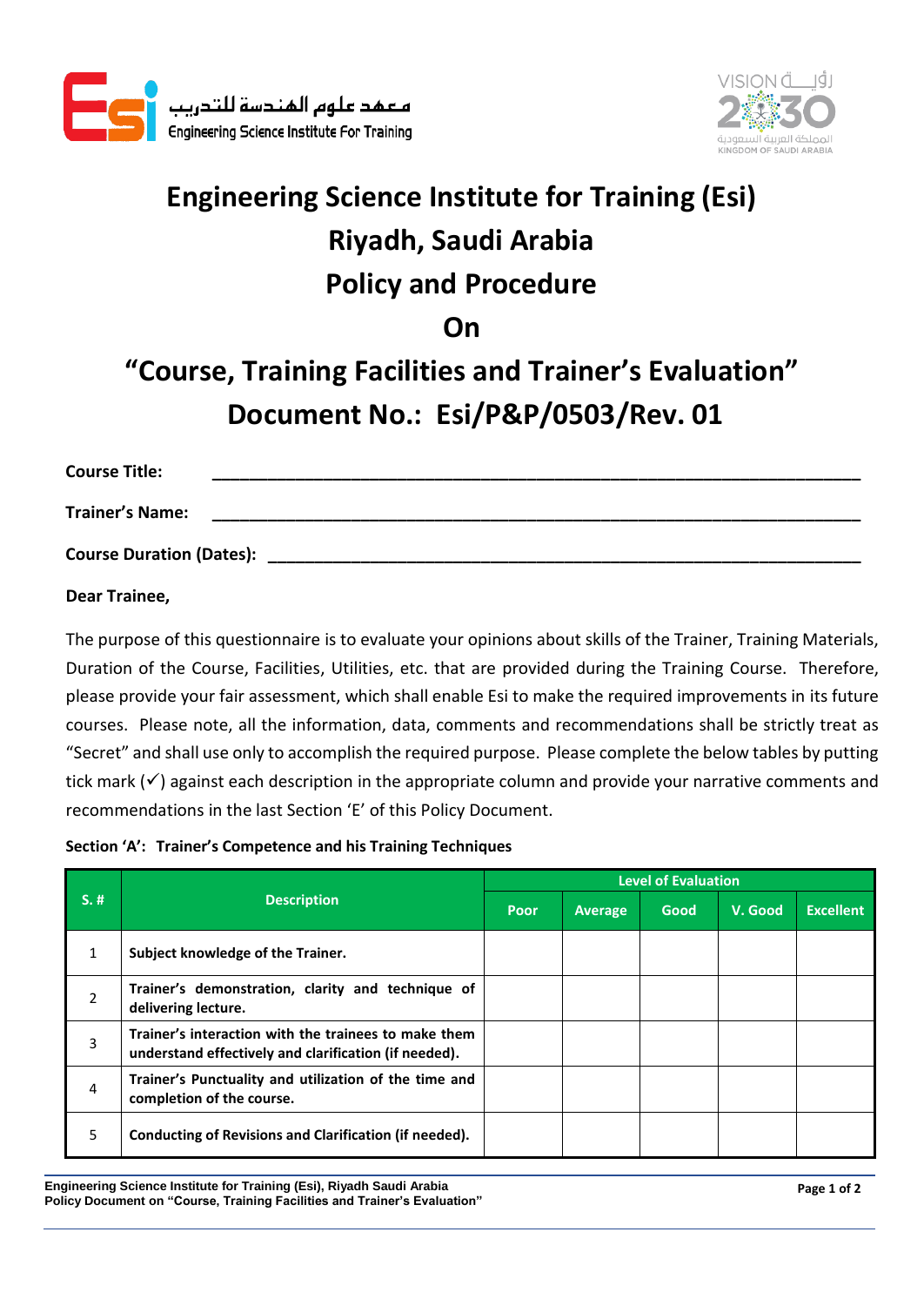معهد علوم الهندسة للتدريب
Engineering Science Institute For Training

VISION رؤية 2030 المملكة العربية السعودية KINGDOM OF SAUDI ARABIA

# Engineering Science Institute for Training (Esi)
# Riyadh, Saudi Arabia
# Policy and Procedure
# On
# "Course, Training Facilities and Trainer's Evaluation"
# Document No.: Esi/P&P/0503/Rev. 01

**Course Title:** ________________________________________________

**Trainer's Name:** ________________________________________________

**Course Duration (Dates):** ____________________________________________

**Dear Trainee,**

The purpose of this questionnaire is to evaluate your opinions about skills of the Trainer, Training Materials, Duration of the Course, Facilities, Utilities, etc. that are provided during the Training Course. Therefore, please provide your fair assessment, which shall enable Esi to make the required improvements in its future courses. Please note, all the information, data, comments and recommendations shall be strictly treat as "Secret" and shall use only to accomplish the required purpose. Please complete the below tables by putting tick mark (✓) against each description in the appropriate column and provide your narrative comments and recommendations in the last Section 'E' of this Policy Document.

**Section 'A': Trainer's Competence and his Training Techniques**

| S. # | Description | Level of Evaluation | | | | |
|---|---|---|---|---|---|---|
| | | Poor | Average | Good | V. Good | Excellent |
| 1 | **Subject knowledge of the Trainer.** | | | | | |
| 2 | **Trainer's demonstration, clarity and technique of delivering lecture.** | | | | | |
| 3 | **Trainer's interaction with the trainees to make them understand effectively and clarification (if needed).** | | | | | |
| 4 | **Trainer's Punctuality and utilization of the time and completion of the course.** | | | | | |
| 5 | **Conducting of Revisions and Clarification (if needed).** | | | | | |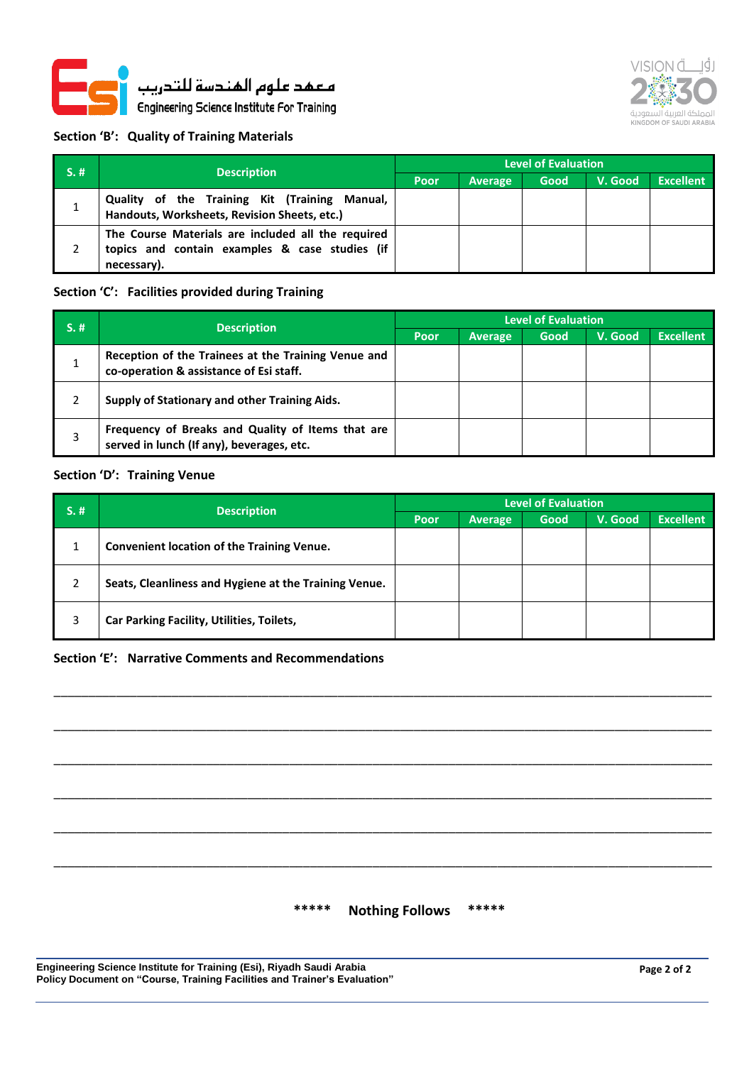## Section 'B': Quality of Training Materials

| S. # | Description | Level of Evaluation | | | | |
|---|---|---|---|---|---|---|
| | | Poor | Average | Good | V. Good | Excellent |
| 1 | Quality of the Training Kit (Training Manual, Handouts, Worksheets, Revision Sheets, etc.) | | | | | |
| 2 | The Course Materials are included all the required topics and contain examples & case studies (if necessary). | | | | | |

## Section 'C': Facilities provided during Training

| S. # | Description | Level of Evaluation | | | | |
|---|---|---|---|---|---|---|
| | | Poor | Average | Good | V. Good | Excellent |
| 1 | Reception of the Trainees at the Training Venue and co-operation & assistance of Esi staff. | | | | | |
| 2 | Supply of Stationary and other Training Aids. | | | | | |
| 3 | Frequency of Breaks and Quality of Items that are served in lunch (If any), beverages, etc. | | | | | |

## Section 'D': Training Venue

| S. # | Description | Level of Evaluation | | | | |
|---|---|---|---|---|---|---|
| | | Poor | Average | Good | V. Good | Excellent |
| 1 | Convenient location of the Training Venue. | | | | | |
| 2 | Seats, Cleanliness and Hygiene at the Training Venue. | | | | | |
| 3 | Car Parking Facility, Utilities, Toilets, | | | | | |

## Section 'E': Narrative Comments and Recommendations

______________________________________________________________________________

______________________________________________________________________________

______________________________________________________________________________

______________________________________________________________________________

______________________________________________________________________________

______________________________________________________________________________

***** **Nothing Follows** *****